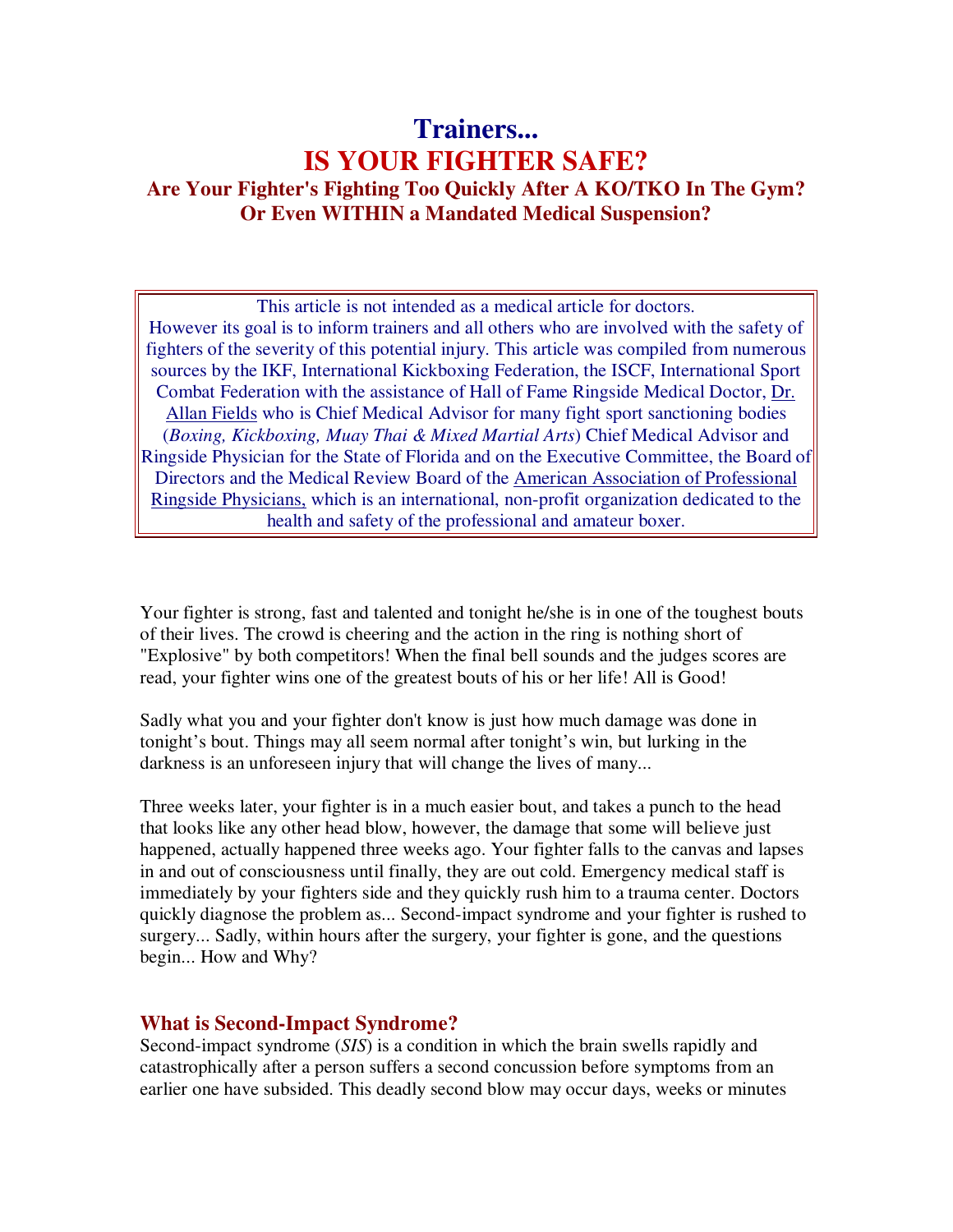# Trainers...
# IS YOUR FIGHTER SAFE?
## Are Your Fighter's Fighting Too Quickly After A KO/TKO In The Gym? Or Even WITHIN a Mandated Medical Suspension?

> This article is not intended as a medical article for doctors. However its goal is to inform trainers and all others who are involved with the safety of fighters of the severity of this potential injury. This article was compiled from numerous sources by the IKF, International Kickboxing Federation, the ISCF, International Sport Combat Federation with the assistance of Hall of Fame Ringside Medical Doctor, Dr. Allan Fields who is Chief Medical Advisor for many fight sport sanctioning bodies (*Boxing, Kickboxing, Muay Thai & Mixed Martial Arts*) Chief Medical Advisor and Ringside Physician for the State of Florida and on the Executive Committee, the Board of Directors and the Medical Review Board of the American Association of Professional Ringside Physicians, which is an international, non-profit organization dedicated to the health and safety of the professional and amateur boxer.

Your fighter is strong, fast and talented and tonight he/she is in one of the toughest bouts of their lives. The crowd is cheering and the action in the ring is nothing short of "Explosive" by both competitors! When the final bell sounds and the judges scores are read, your fighter wins one of the greatest bouts of his or her life! All is Good!

Sadly what you and your fighter don't know is just how much damage was done in tonight's bout. Things may all seem normal after tonight's win, but lurking in the darkness is an unforeseen injury that will change the lives of many...

Three weeks later, your fighter is in a much easier bout, and takes a punch to the head that looks like any other head blow, however, the damage that some will believe just happened, actually happened three weeks ago. Your fighter falls to the canvas and lapses in and out of consciousness until finally, they are out cold. Emergency medical staff is immediately by your fighters side and they quickly rush him to a trauma center. Doctors quickly diagnose the problem as... Second-impact syndrome and your fighter is rushed to surgery... Sadly, within hours after the surgery, your fighter is gone, and the questions begin... How and Why?

### What is Second-Impact Syndrome?

Second-impact syndrome (*SIS*) is a condition in which the brain swells rapidly and catastrophically after a person suffers a second concussion before symptoms from an earlier one have subsided. This deadly second blow may occur days, weeks or minutes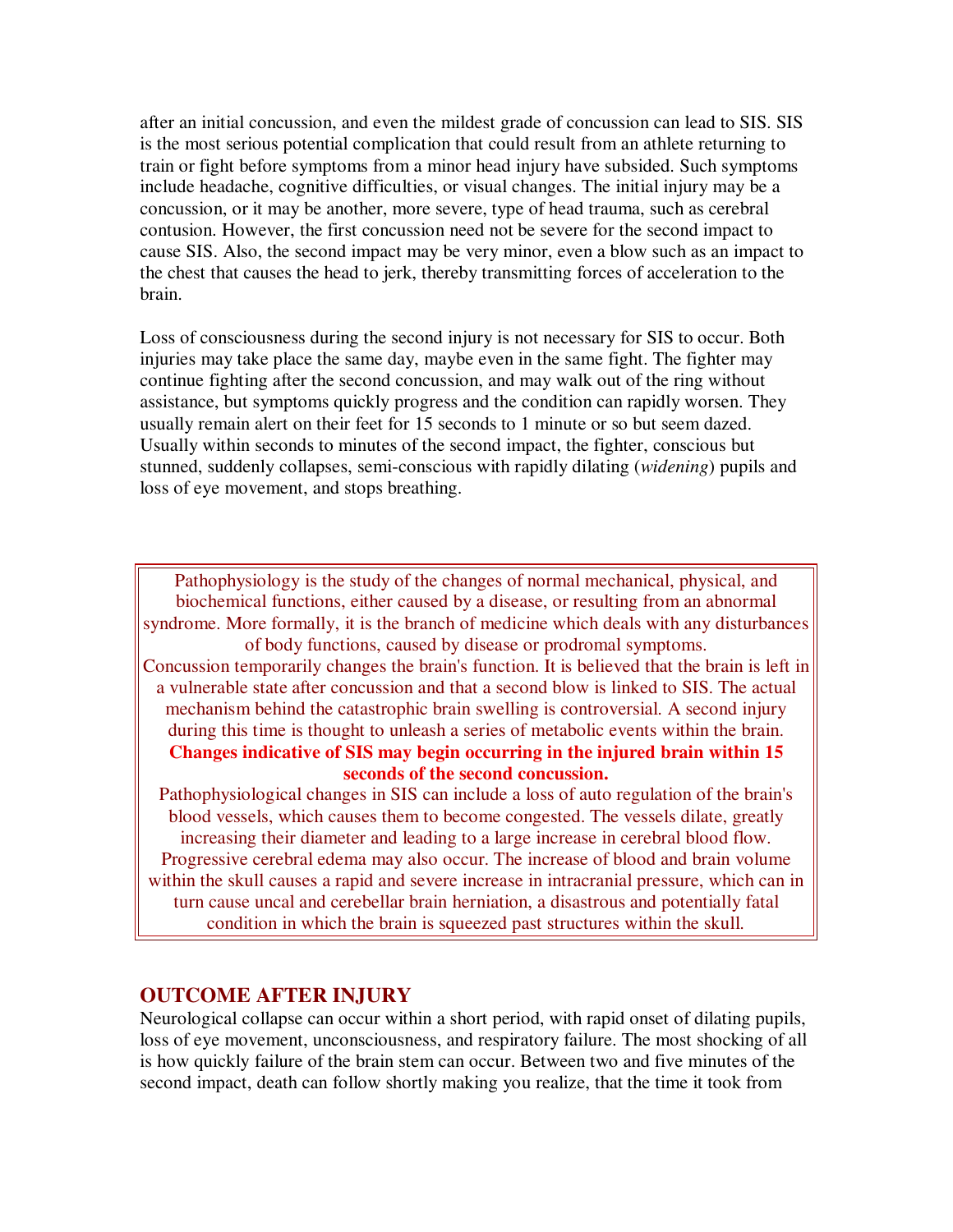after an initial concussion, and even the mildest grade of concussion can lead to SIS. SIS is the most serious potential complication that could result from an athlete returning to train or fight before symptoms from a minor head injury have subsided. Such symptoms include headache, cognitive difficulties, or visual changes. The initial injury may be a concussion, or it may be another, more severe, type of head trauma, such as cerebral contusion. However, the first concussion need not be severe for the second impact to cause SIS. Also, the second impact may be very minor, even a blow such as an impact to the chest that causes the head to jerk, thereby transmitting forces of acceleration to the brain.

Loss of consciousness during the second injury is not necessary for SIS to occur. Both injuries may take place the same day, maybe even in the same fight. The fighter may continue fighting after the second concussion, and may walk out of the ring without assistance, but symptoms quickly progress and the condition can rapidly worsen. They usually remain alert on their feet for 15 seconds to 1 minute or so but seem dazed. Usually within seconds to minutes of the second impact, the fighter, conscious but stunned, suddenly collapses, semi-conscious with rapidly dilating (*widening*) pupils and loss of eye movement, and stops breathing.

> Pathophysiology is the study of the changes of normal mechanical, physical, and biochemical functions, either caused by a disease, or resulting from an abnormal syndrome. More formally, it is the branch of medicine which deals with any disturbances of body functions, caused by disease or prodromal symptoms.
>
> Concussion temporarily changes the brain's function. It is believed that the brain is left in a vulnerable state after concussion and that a second blow is linked to SIS. The actual mechanism behind the catastrophic brain swelling is controversial. A second injury during this time is thought to unleash a series of metabolic events within the brain.
>
> **Changes indicative of SIS may begin occurring in the injured brain within 15 seconds of the second concussion.**
>
> Pathophysiological changes in SIS can include a loss of auto regulation of the brain's blood vessels, which causes them to become congested. The vessels dilate, greatly increasing their diameter and leading to a large increase in cerebral blood flow. Progressive cerebral edema may also occur. The increase of blood and brain volume within the skull causes a rapid and severe increase in intracranial pressure, which can in turn cause uncal and cerebellar brain herniation, a disastrous and potentially fatal condition in which the brain is squeezed past structures within the skull.

## OUTCOME AFTER INJURY

Neurological collapse can occur within a short period, with rapid onset of dilating pupils, loss of eye movement, unconsciousness, and respiratory failure. The most shocking of all is how quickly failure of the brain stem can occur. Between two and five minutes of the second impact, death can follow shortly making you realize, that the time it took from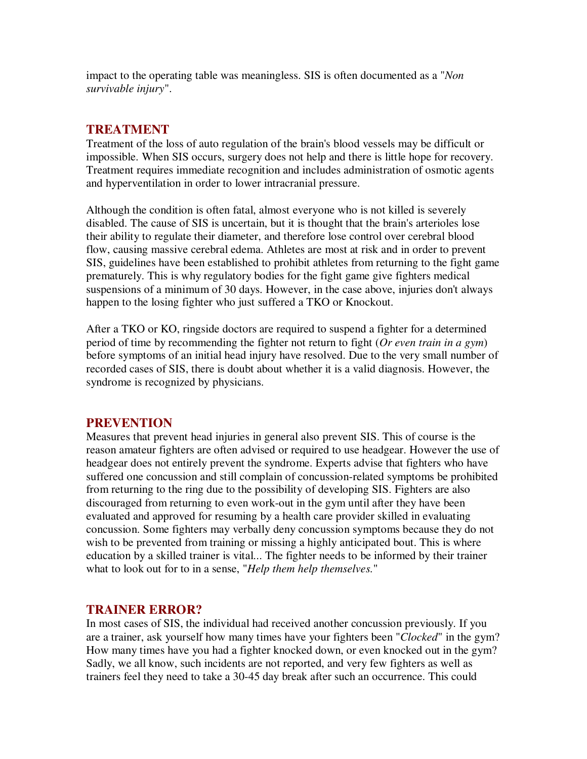impact to the operating table was meaningless. SIS is often documented as a "*Non survivable injury*".

## TREATMENT

Treatment of the loss of auto regulation of the brain's blood vessels may be difficult or impossible. When SIS occurs, surgery does not help and there is little hope for recovery. Treatment requires immediate recognition and includes administration of osmotic agents and hyperventilation in order to lower intracranial pressure.

Although the condition is often fatal, almost everyone who is not killed is severely disabled. The cause of SIS is uncertain, but it is thought that the brain's arterioles lose their ability to regulate their diameter, and therefore lose control over cerebral blood flow, causing massive cerebral edema. Athletes are most at risk and in order to prevent SIS, guidelines have been established to prohibit athletes from returning to the fight game prematurely. This is why regulatory bodies for the fight game give fighters medical suspensions of a minimum of 30 days. However, in the case above, injuries don't always happen to the losing fighter who just suffered a TKO or Knockout.

After a TKO or KO, ringside doctors are required to suspend a fighter for a determined period of time by recommending the fighter not return to fight (*Or even train in a gym*) before symptoms of an initial head injury have resolved. Due to the very small number of recorded cases of SIS, there is doubt about whether it is a valid diagnosis. However, the syndrome is recognized by physicians.

## PREVENTION

Measures that prevent head injuries in general also prevent SIS. This of course is the reason amateur fighters are often advised or required to use headgear. However the use of headgear does not entirely prevent the syndrome. Experts advise that fighters who have suffered one concussion and still complain of concussion-related symptoms be prohibited from returning to the ring due to the possibility of developing SIS. Fighters are also discouraged from returning to even work-out in the gym until after they have been evaluated and approved for resuming by a health care provider skilled in evaluating concussion. Some fighters may verbally deny concussion symptoms because they do not wish to be prevented from training or missing a highly anticipated bout. This is where education by a skilled trainer is vital... The fighter needs to be informed by their trainer what to look out for to in a sense, "*Help them help themselves.*"

## TRAINER ERROR?

In most cases of SIS, the individual had received another concussion previously. If you are a trainer, ask yourself how many times have your fighters been "*Clocked*" in the gym? How many times have you had a fighter knocked down, or even knocked out in the gym? Sadly, we all know, such incidents are not reported, and very few fighters as well as trainers feel they need to take a 30-45 day break after such an occurrence. This could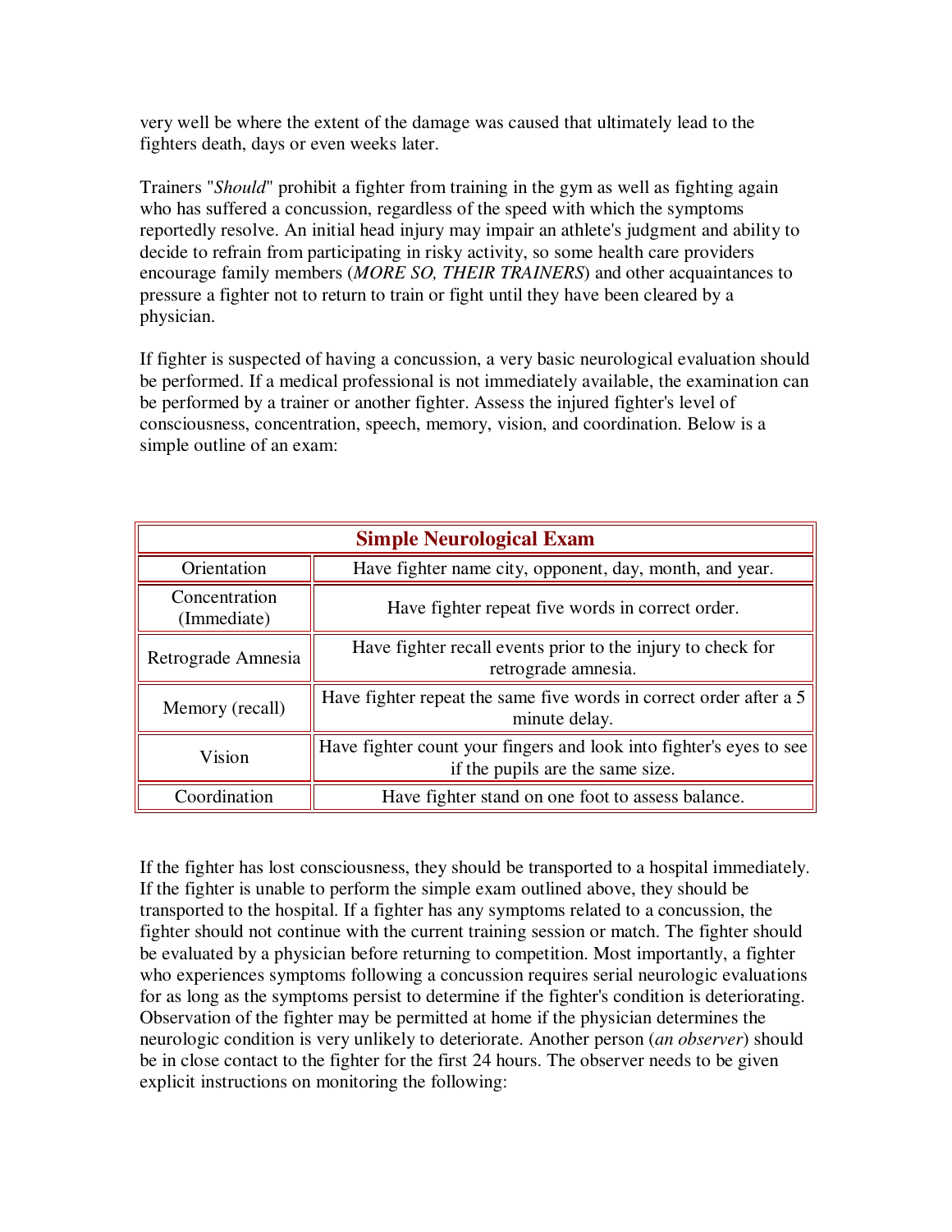very well be where the extent of the damage was caused that ultimately lead to the fighters death, days or even weeks later.

Trainers "*Should*" prohibit a fighter from training in the gym as well as fighting again who has suffered a concussion, regardless of the speed with which the symptoms reportedly resolve. An initial head injury may impair an athlete's judgment and ability to decide to refrain from participating in risky activity, so some health care providers encourage family members (*MORE SO, THEIR TRAINERS*) and other acquaintances to pressure a fighter not to return to train or fight until they have been cleared by a physician.

If fighter is suspected of having a concussion, a very basic neurological evaluation should be performed. If a medical professional is not immediately available, the examination can be performed by a trainer or another fighter. Assess the injured fighter's level of consciousness, concentration, speech, memory, vision, and coordination. Below is a simple outline of an exam:

| **Simple Neurological Exam** | |
|---|---|
| Orientation | Have fighter name city, opponent, day, month, and year. |
| Concentration (Immediate) | Have fighter repeat five words in correct order. |
| Retrograde Amnesia | Have fighter recall events prior to the injury to check for retrograde amnesia. |
| Memory (recall) | Have fighter repeat the same five words in correct order after a 5 minute delay. |
| Vision | Have fighter count your fingers and look into fighter's eyes to see if the pupils are the same size. |
| Coordination | Have fighter stand on one foot to assess balance. |

If the fighter has lost consciousness, they should be transported to a hospital immediately. If the fighter is unable to perform the simple exam outlined above, they should be transported to the hospital. If a fighter has any symptoms related to a concussion, the fighter should not continue with the current training session or match. The fighter should be evaluated by a physician before returning to competition. Most importantly, a fighter who experiences symptoms following a concussion requires serial neurologic evaluations for as long as the symptoms persist to determine if the fighter's condition is deteriorating. Observation of the fighter may be permitted at home if the physician determines the neurologic condition is very unlikely to deteriorate. Another person (*an observer*) should be in close contact to the fighter for the first 24 hours. The observer needs to be given explicit instructions on monitoring the following: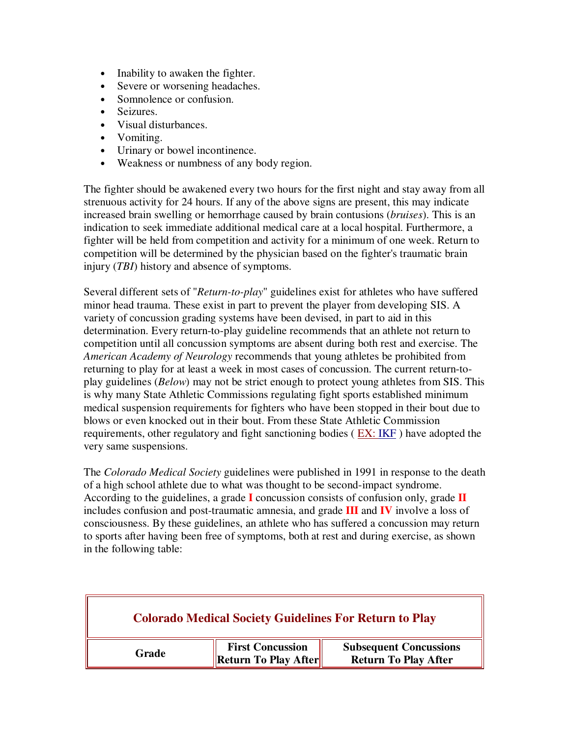- Inability to awaken the fighter.
- Severe or worsening headaches.
- Somnolence or confusion.
- Seizures.
- Visual disturbances.
- Vomiting.
- Urinary or bowel incontinence.
- Weakness or numbness of any body region.

The fighter should be awakened every two hours for the first night and stay away from all strenuous activity for 24 hours. If any of the above signs are present, this may indicate increased brain swelling or hemorrhage caused by brain contusions (*bruises*). This is an indication to seek immediate additional medical care at a local hospital. Furthermore, a fighter will be held from competition and activity for a minimum of one week. Return to competition will be determined by the physician based on the fighter's traumatic brain injury (*TBI*) history and absence of symptoms.

Several different sets of "*Return-to-play*" guidelines exist for athletes who have suffered minor head trauma. These exist in part to prevent the player from developing SIS. A variety of concussion grading systems have been devised, in part to aid in this determination. Every return-to-play guideline recommends that an athlete not return to competition until all concussion symptoms are absent during both rest and exercise. The *American Academy of Neurology* recommends that young athletes be prohibited from returning to play for at least a week in most cases of concussion. The current return-to-play guidelines (*Below*) may not be strict enough to protect young athletes from SIS. This is why many State Athletic Commissions regulating fight sports established minimum medical suspension requirements for fighters who have been stopped in their bout due to blows or even knocked out in their bout. From these State Athletic Commission requirements, other regulatory and fight sanctioning bodies ( EX: IKF ) have adopted the very same suspensions.

The *Colorado Medical Society* guidelines were published in 1991 in response to the death of a high school athlete due to what was thought to be second-impact syndrome. According to the guidelines, a grade **I** concussion consists of confusion only, grade **II** includes confusion and post-traumatic amnesia, and grade **III** and **IV** involve a loss of consciousness. By these guidelines, an athlete who has suffered a concussion may return to sports after having been free of symptoms, both at rest and during exercise, as shown in the following table:

**Colorado Medical Society Guidelines For Return to Play**

| Grade | First Concussion Return To Play After | Subsequent Concussions Return To Play After |
|---|---|---|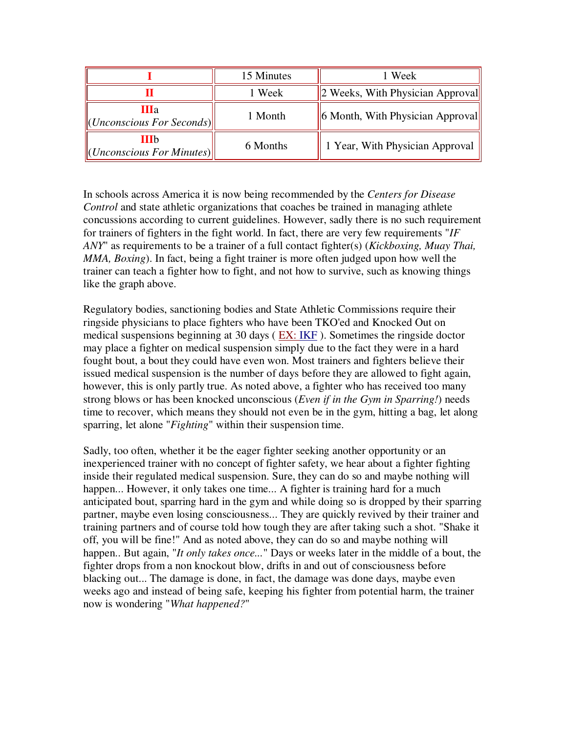| | | |
|---|---|---|
| **I** | 15 Minutes | 1 Week |
| **II** | 1 Week | 2 Weeks, With Physician Approval |
| **III**a (*Unconscious For Seconds*) | 1 Month | 6 Month, With Physician Approval |
| **III**b (*Unconscious For Minutes*) | 6 Months | 1 Year, With Physician Approval |

In schools across America it is now being recommended by the *Centers for Disease Control* and state athletic organizations that coaches be trained in managing athlete concussions according to current guidelines. However, sadly there is no such requirement for trainers of fighters in the fight world. In fact, there are very few requirements "*IF ANY*" as requirements to be a trainer of a full contact fighter(s) (*Kickboxing, Muay Thai, MMA, Boxing*). In fact, being a fight trainer is more often judged upon how well the trainer can teach a fighter how to fight, and not how to survive, such as knowing things like the graph above.

Regulatory bodies, sanctioning bodies and State Athletic Commissions require their ringside physicians to place fighters who have been TKO'ed and Knocked Out on medical suspensions beginning at 30 days ( EX: IKF ). Sometimes the ringside doctor may place a fighter on medical suspension simply due to the fact they were in a hard fought bout, a bout they could have even won. Most trainers and fighters believe their issued medical suspension is the number of days before they are allowed to fight again, however, this is only partly true. As noted above, a fighter who has received too many strong blows or has been knocked unconscious (*Even if in the Gym in Sparring!*) needs time to recover, which means they should not even be in the gym, hitting a bag, let along sparring, let alone "*Fighting*" within their suspension time.

Sadly, too often, whether it be the eager fighter seeking another opportunity or an inexperienced trainer with no concept of fighter safety, we hear about a fighter fighting inside their regulated medical suspension. Sure, they can do so and maybe nothing will happen... However, it only takes one time... A fighter is training hard for a much anticipated bout, sparring hard in the gym and while doing so is dropped by their sparring partner, maybe even losing consciousness... They are quickly revived by their trainer and training partners and of course told how tough they are after taking such a shot. "Shake it off, you will be fine!" And as noted above, they can do so and maybe nothing will happen.. But again, "*It only takes once...*" Days or weeks later in the middle of a bout, the fighter drops from a non knockout blow, drifts in and out of consciousness before blacking out... The damage is done, in fact, the damage was done days, maybe even weeks ago and instead of being safe, keeping his fighter from potential harm, the trainer now is wondering "*What happened?*"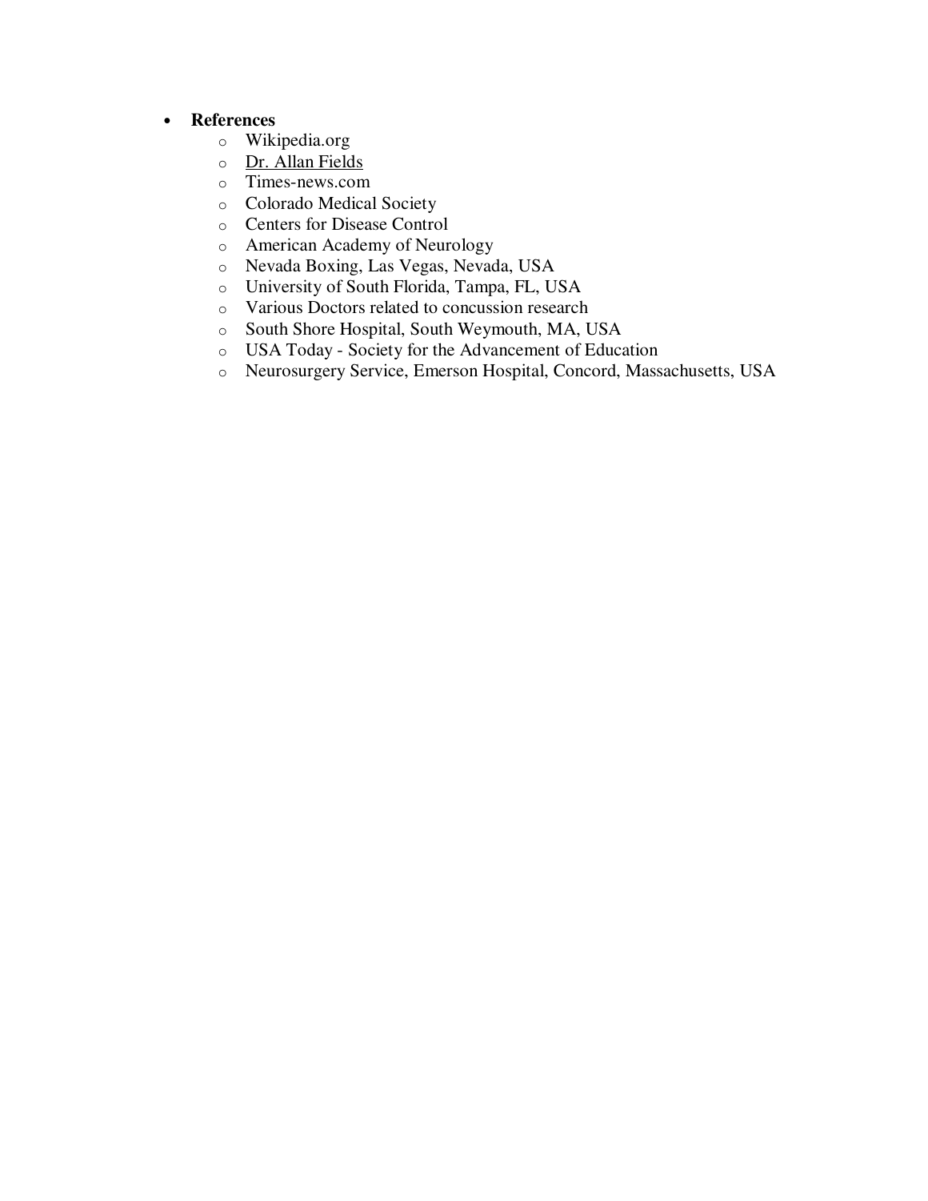- **References**
  - Wikipedia.org
  - Dr. Allan Fields
  - Times-news.com
  - Colorado Medical Society
  - Centers for Disease Control
  - American Academy of Neurology
  - Nevada Boxing, Las Vegas, Nevada, USA
  - University of South Florida, Tampa, FL, USA
  - Various Doctors related to concussion research
  - South Shore Hospital, South Weymouth, MA, USA
  - USA Today - Society for the Advancement of Education
  - Neurosurgery Service, Emerson Hospital, Concord, Massachusetts, USA